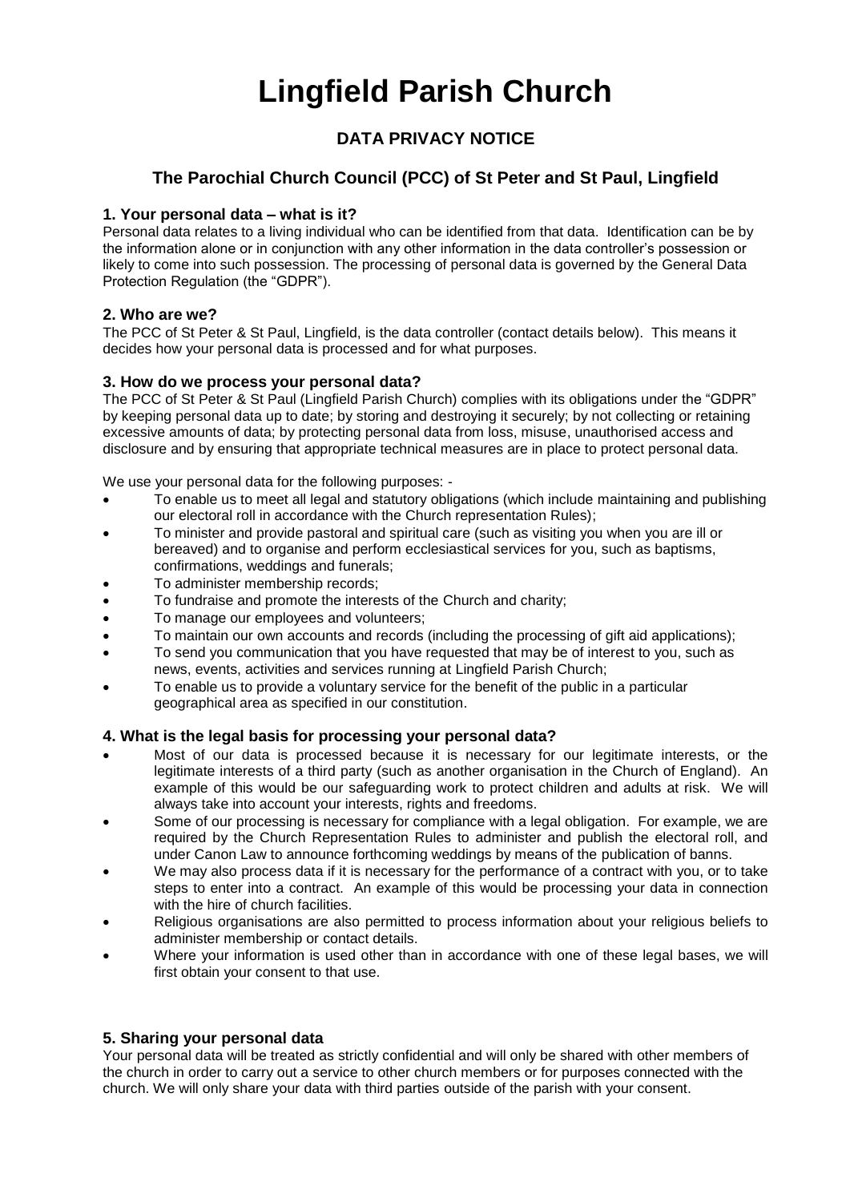# Lingfield Parish Church

## DATA PRIVACY NOTICE

## The Parochial Church Council (PCC) of St Peter and St Paul, Lingfield

### 1. Your personal data – what is it?

Personal data relates to a living individual who can be identified from that data. Identification can be by the information alone or in conjunction with any other information in the data controller's possession or likely to come into such possession. The processing of personal data is governed by the General Data Protection Regulation (the "GDPR").

### 2. Who are we?

The PCC of St Peter & St Paul, Lingfield, is the data controller (contact details below). This means it decides how your personal data is processed and for what purposes.

### 3. How do we process your personal data?

The PCC of St Peter & St Paul (Lingfield Parish Church) complies with its obligations under the "GDPR" by keeping personal data up to date; by storing and destroying it securely; by not collecting or retaining excessive amounts of data; by protecting personal data from loss, misuse, unauthorised access and disclosure and by ensuring that appropriate technical measures are in place to protect personal data.

We use your personal data for the following purposes: -

- To enable us to meet all legal and statutory obligations (which include maintaining and publishing our electoral roll in accordance with the Church representation Rules);
- To minister and provide pastoral and spiritual care (such as visiting you when you are ill or bereaved) and to organise and perform ecclesiastical services for you, such as baptisms, confirmations, weddings and funerals;
- To administer membership records;
- To fundraise and promote the interests of the Church and charity;
- To manage our employees and volunteers;
- To maintain our own accounts and records (including the processing of gift aid applications);
- To send you communication that you have requested that may be of interest to you, such as news, events, activities and services running at Lingfield Parish Church;
- To enable us to provide a voluntary service for the benefit of the public in a particular geographical area as specified in our constitution.

### 4. What is the legal basis for processing your personal data?

- Most of our data is processed because it is necessary for our legitimate interests, or the legitimate interests of a third party (such as another organisation in the Church of England). An example of this would be our safeguarding work to protect children and adults at risk. We will always take into account your interests, rights and freedoms.
- Some of our processing is necessary for compliance with a legal obligation. For example, we are required by the Church Representation Rules to administer and publish the electoral roll, and under Canon Law to announce forthcoming weddings by means of the publication of banns.
- We may also process data if it is necessary for the performance of a contract with you, or to take steps to enter into a contract. An example of this would be processing your data in connection with the hire of church facilities.
- Religious organisations are also permitted to process information about your religious beliefs to administer membership or contact details.
- Where your information is used other than in accordance with one of these legal bases, we will first obtain your consent to that use.

### 5. Sharing your personal data

Your personal data will be treated as strictly confidential and will only be shared with other members of the church in order to carry out a service to other church members or for purposes connected with the church. We will only share your data with third parties outside of the parish with your consent.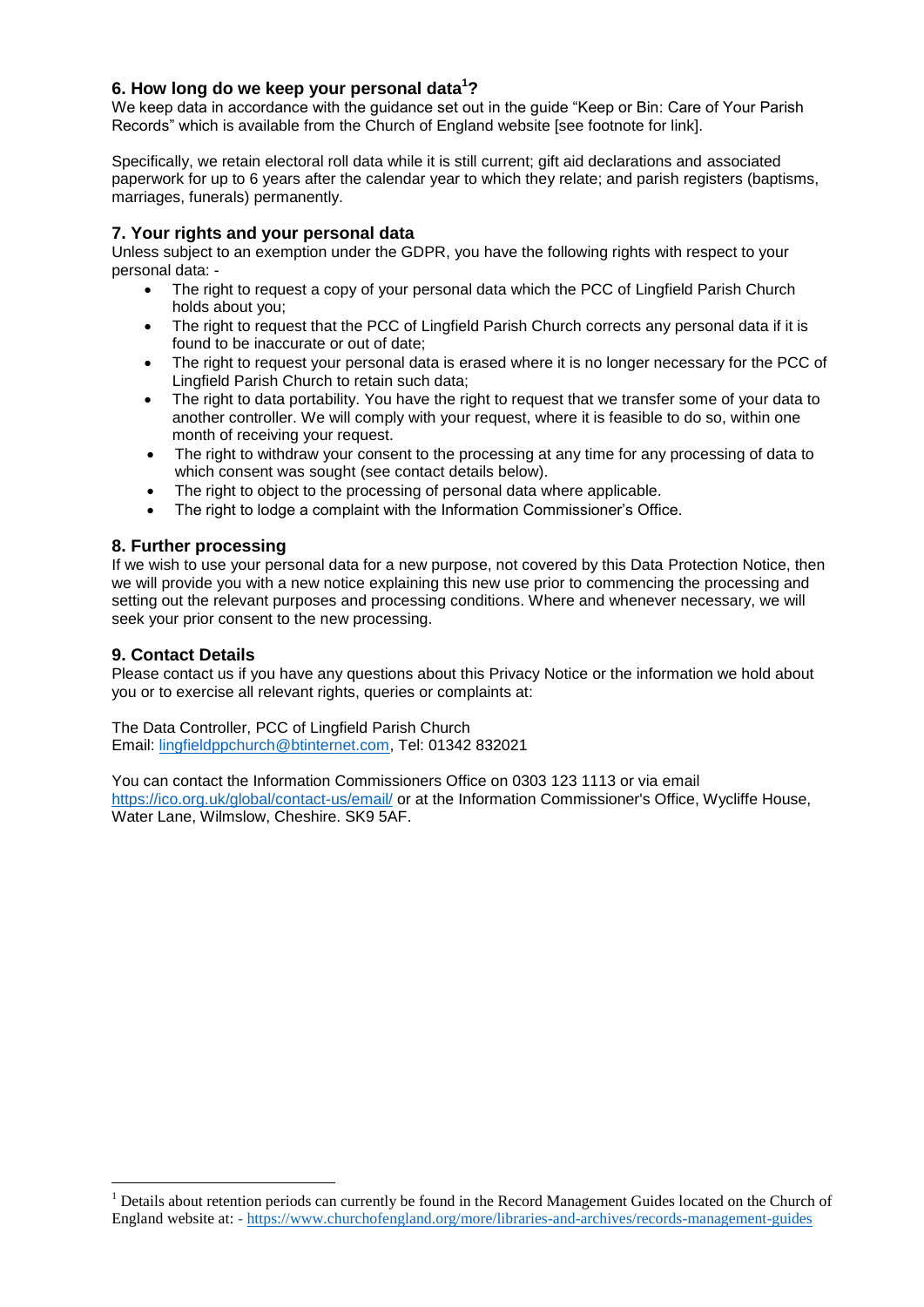## 6. How long do we keep your personal data[1]?

We keep data in accordance with the guidance set out in the guide "Keep or Bin: Care of Your Parish Records" which is available from the Church of England website [see footnote for link].

Specifically, we retain electoral roll data while it is still current; gift aid declarations and associated paperwork for up to 6 years after the calendar year to which they relate; and parish registers (baptisms, marriages, funerals) permanently.

## 7. Your rights and your personal data

Unless subject to an exemption under the GDPR, you have the following rights with respect to your personal data: -

- The right to request a copy of your personal data which the PCC of Lingfield Parish Church holds about you;
- The right to request that the PCC of Lingfield Parish Church corrects any personal data if it is found to be inaccurate or out of date;
- The right to request your personal data is erased where it is no longer necessary for the PCC of Lingfield Parish Church to retain such data;
- The right to data portability. You have the right to request that we transfer some of your data to another controller. We will comply with your request, where it is feasible to do so, within one month of receiving your request.
- The right to withdraw your consent to the processing at any time for any processing of data to which consent was sought (see contact details below).
- The right to object to the processing of personal data where applicable.
- The right to lodge a complaint with the Information Commissioner's Office.

## 8. Further processing

If we wish to use your personal data for a new purpose, not covered by this Data Protection Notice, then we will provide you with a new notice explaining this new use prior to commencing the processing and setting out the relevant purposes and processing conditions. Where and whenever necessary, we will seek your prior consent to the new processing.

## 9. Contact Details

Please contact us if you have any questions about this Privacy Notice or the information we hold about you or to exercise all relevant rights, queries or complaints at:

The Data Controller, PCC of Lingfield Parish Church
Email: lingfieldppchurch@btinternet.com, Tel: 01342 832021

You can contact the Information Commissioners Office on 0303 123 1113 or via email https://ico.org.uk/global/contact-us/email/ or at the Information Commissioner's Office, Wycliffe House, Water Lane, Wilmslow, Cheshire. SK9 5AF.

---

[1] Details about retention periods can currently be found in the Record Management Guides located on the Church of England website at: - https://www.churchofengland.org/more/libraries-and-archives/records-management-guides